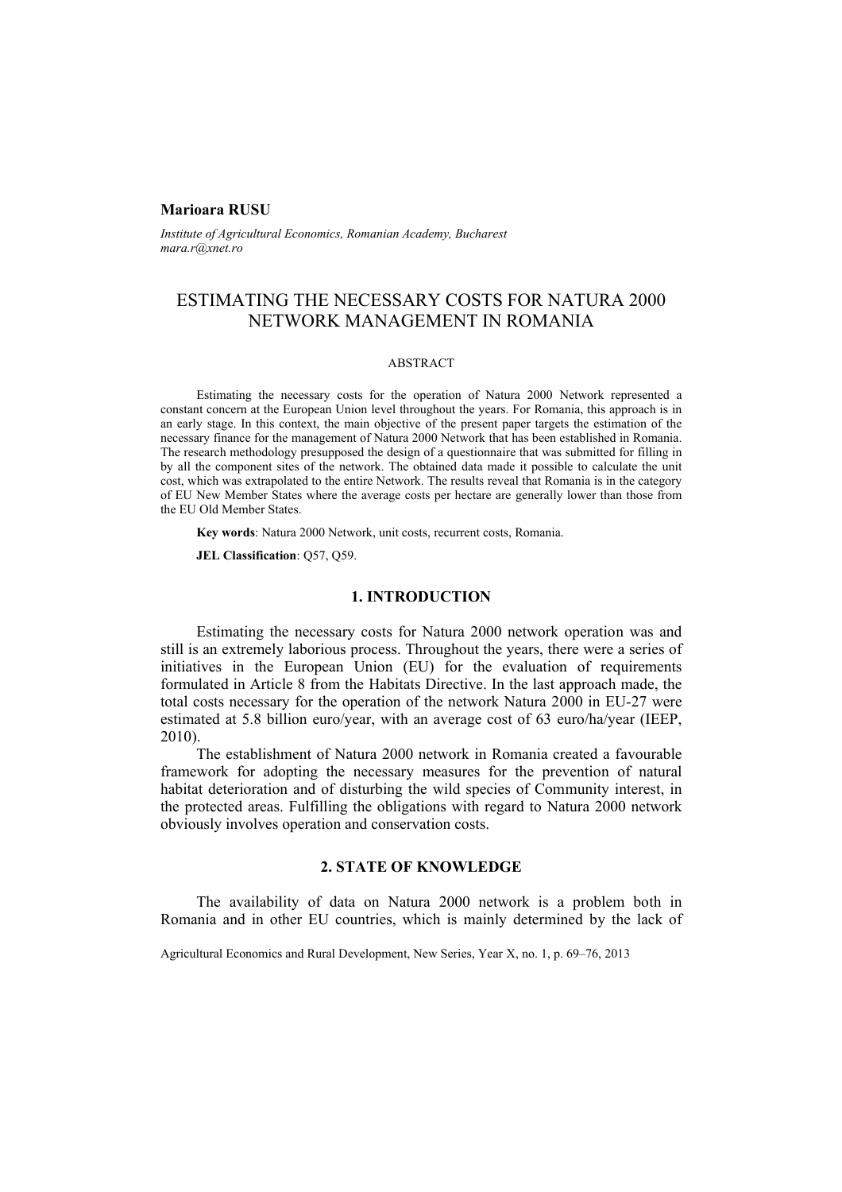**Marioara RUSU**

*Institute of Agricultural Economics, Romanian Academy, Bucharest*
*mara.r@xnet.ro*

# ESTIMATING THE NECESSARY COSTS FOR NATURA 2000 NETWORK MANAGEMENT IN ROMANIA

## ABSTRACT

Estimating the necessary costs for the operation of Natura 2000 Network represented a constant concern at the European Union level throughout the years. For Romania, this approach is in an early stage. In this context, the main objective of the present paper targets the estimation of the necessary finance for the management of Natura 2000 Network that has been established in Romania. The research methodology presupposed the design of a questionnaire that was submitted for filling in by all the component sites of the network. The obtained data made it possible to calculate the unit cost, which was extrapolated to the entire Network. The results reveal that Romania is in the category of EU New Member States where the average costs per hectare are generally lower than those from the EU Old Member States.

**Key words**: Natura 2000 Network, unit costs, recurrent costs, Romania.

**JEL Classification**: Q57, Q59.

## 1. INTRODUCTION

Estimating the necessary costs for Natura 2000 network operation was and still is an extremely laborious process. Throughout the years, there were a series of initiatives in the European Union (EU) for the evaluation of requirements formulated in Article 8 from the Habitats Directive. In the last approach made, the total costs necessary for the operation of the network Natura 2000 in EU-27 were estimated at 5.8 billion euro/year, with an average cost of 63 euro/ha/year (IEEP, 2010).

The establishment of Natura 2000 network in Romania created a favourable framework for adopting the necessary measures for the prevention of natural habitat deterioration and of disturbing the wild species of Community interest, in the protected areas. Fulfilling the obligations with regard to Natura 2000 network obviously involves operation and conservation costs.

## 2. STATE OF KNOWLEDGE

The availability of data on Natura 2000 network is a problem both in Romania and in other EU countries, which is mainly determined by the lack of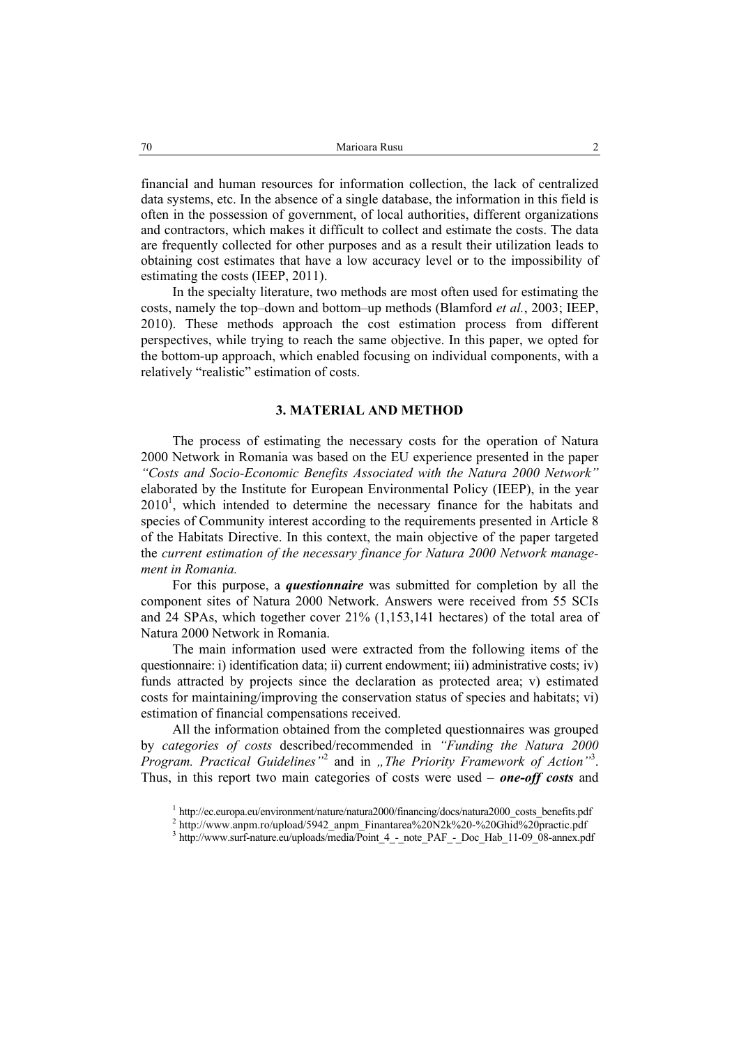financial and human resources for information collection, the lack of centralized data systems, etc. In the absence of a single database, the information in this field is often in the possession of government, of local authorities, different organizations and contractors, which makes it difficult to collect and estimate the costs. The data are frequently collected for other purposes and as a result their utilization leads to obtaining cost estimates that have a low accuracy level or to the impossibility of estimating the costs (IEEP, 2011).

In the specialty literature, two methods are most often used for estimating the costs, namely the top–down and bottom–up methods (Blamford *et al.*, 2003; IEEP, 2010). These methods approach the cost estimation process from different perspectives, while trying to reach the same objective. In this paper, we opted for the bottom-up approach, which enabled focusing on individual components, with a relatively "realistic" estimation of costs.

## 3. MATERIAL AND METHOD

The process of estimating the necessary costs for the operation of Natura 2000 Network in Romania was based on the EU experience presented in the paper *"Costs and Socio-Economic Benefits Associated with the Natura 2000 Network"* elaborated by the Institute for European Environmental Policy (IEEP), in the year 2010[1], which intended to determine the necessary finance for the habitats and species of Community interest according to the requirements presented in Article 8 of the Habitats Directive. In this context, the main objective of the paper targeted the *current estimation of the necessary finance for Natura 2000 Network management in Romania.*

For this purpose, a ***questionnaire*** was submitted for completion by all the component sites of Natura 2000 Network. Answers were received from 55 SCIs and 24 SPAs, which together cover 21% (1,153,141 hectares) of the total area of Natura 2000 Network in Romania.

The main information used were extracted from the following items of the questionnaire: i) identification data; ii) current endowment; iii) administrative costs; iv) funds attracted by projects since the declaration as protected area; v) estimated costs for maintaining/improving the conservation status of species and habitats; vi) estimation of financial compensations received.

All the information obtained from the completed questionnaires was grouped by *categories of costs* described/recommended in *"Funding the Natura 2000 Program. Practical Guidelines"*[2] and in *„The Priority Framework of Action"*[3]. Thus, in this report two main categories of costs were used – ***one-off costs*** and

[1] http://ec.europa.eu/environment/nature/natura2000/financing/docs/natura2000_costs_benefits.pdf
[2] http://www.anpm.ro/upload/5942_anpm_Finantarea%20N2k%20-%20Ghid%20practic.pdf
[3] http://www.surf-nature.eu/uploads/media/Point_4_-_note_PAF_-_Doc_Hab_11-09_08-annex.pdf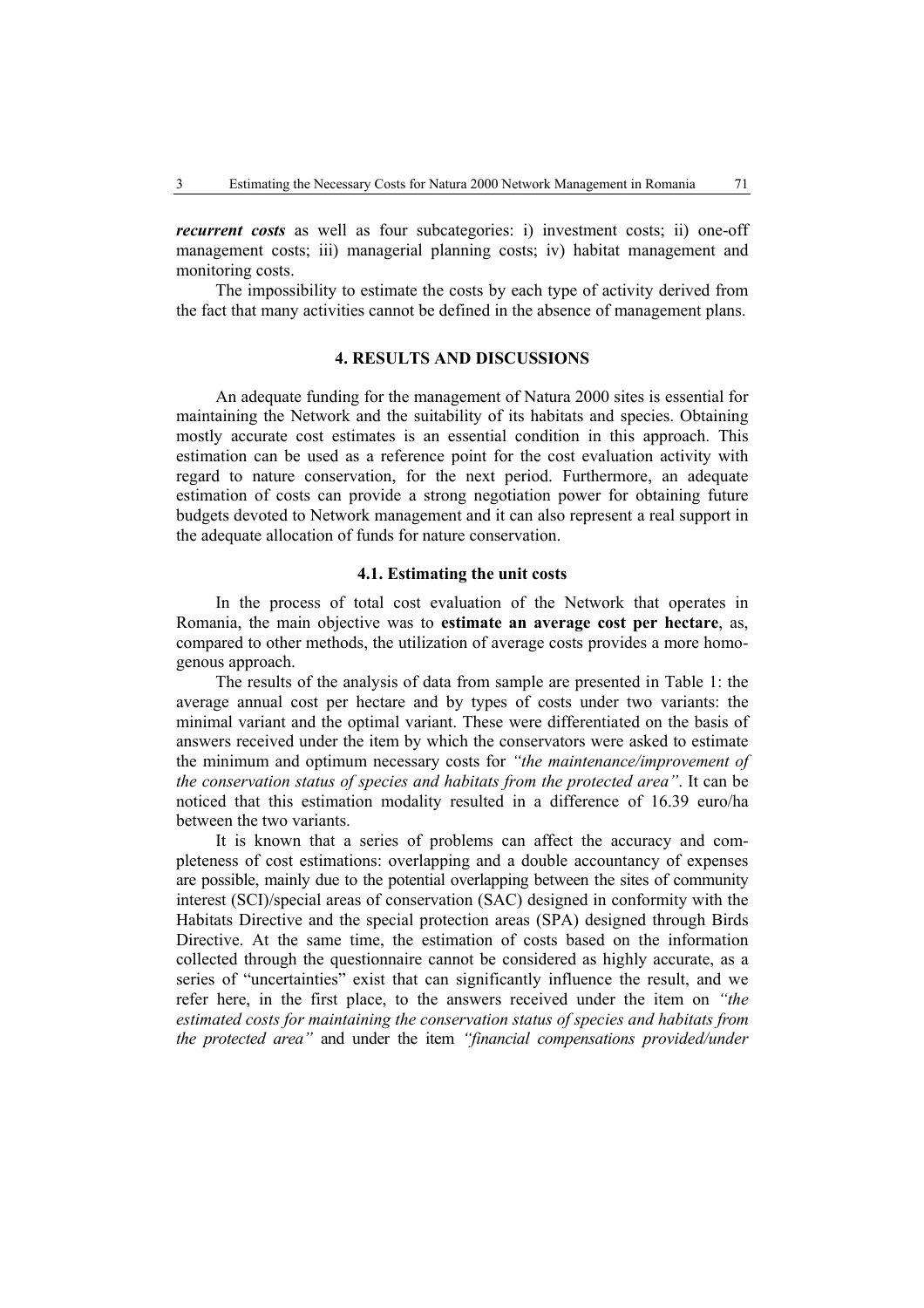***recurrent costs*** as well as four subcategories: i) investment costs; ii) one-off management costs; iii) managerial planning costs; iv) habitat management and monitoring costs.

The impossibility to estimate the costs by each type of activity derived from the fact that many activities cannot be defined in the absence of management plans.

## 4. RESULTS AND DISCUSSIONS

An adequate funding for the management of Natura 2000 sites is essential for maintaining the Network and the suitability of its habitats and species. Obtaining mostly accurate cost estimates is an essential condition in this approach. This estimation can be used as a reference point for the cost evaluation activity with regard to nature conservation, for the next period. Furthermore, an adequate estimation of costs can provide a strong negotiation power for obtaining future budgets devoted to Network management and it can also represent a real support in the adequate allocation of funds for nature conservation.

### 4.1. Estimating the unit costs

In the process of total cost evaluation of the Network that operates in Romania, the main objective was to **estimate an average cost per hectare**, as, compared to other methods, the utilization of average costs provides a more homogenous approach.

The results of the analysis of data from sample are presented in Table 1: the average annual cost per hectare and by types of costs under two variants: the minimal variant and the optimal variant. These were differentiated on the basis of answers received under the item by which the conservators were asked to estimate the minimum and optimum necessary costs for *"the maintenance/improvement of the conservation status of species and habitats from the protected area"*. It can be noticed that this estimation modality resulted in a difference of 16.39 euro/ha between the two variants.

It is known that a series of problems can affect the accuracy and completeness of cost estimations: overlapping and a double accountancy of expenses are possible, mainly due to the potential overlapping between the sites of community interest (SCI)/special areas of conservation (SAC) designed in conformity with the Habitats Directive and the special protection areas (SPA) designed through Birds Directive. At the same time, the estimation of costs based on the information collected through the questionnaire cannot be considered as highly accurate, as a series of "uncertainties" exist that can significantly influence the result, and we refer here, in the first place, to the answers received under the item on *"the estimated costs for maintaining the conservation status of species and habitats from the protected area"* and under the item *"financial compensations provided/under*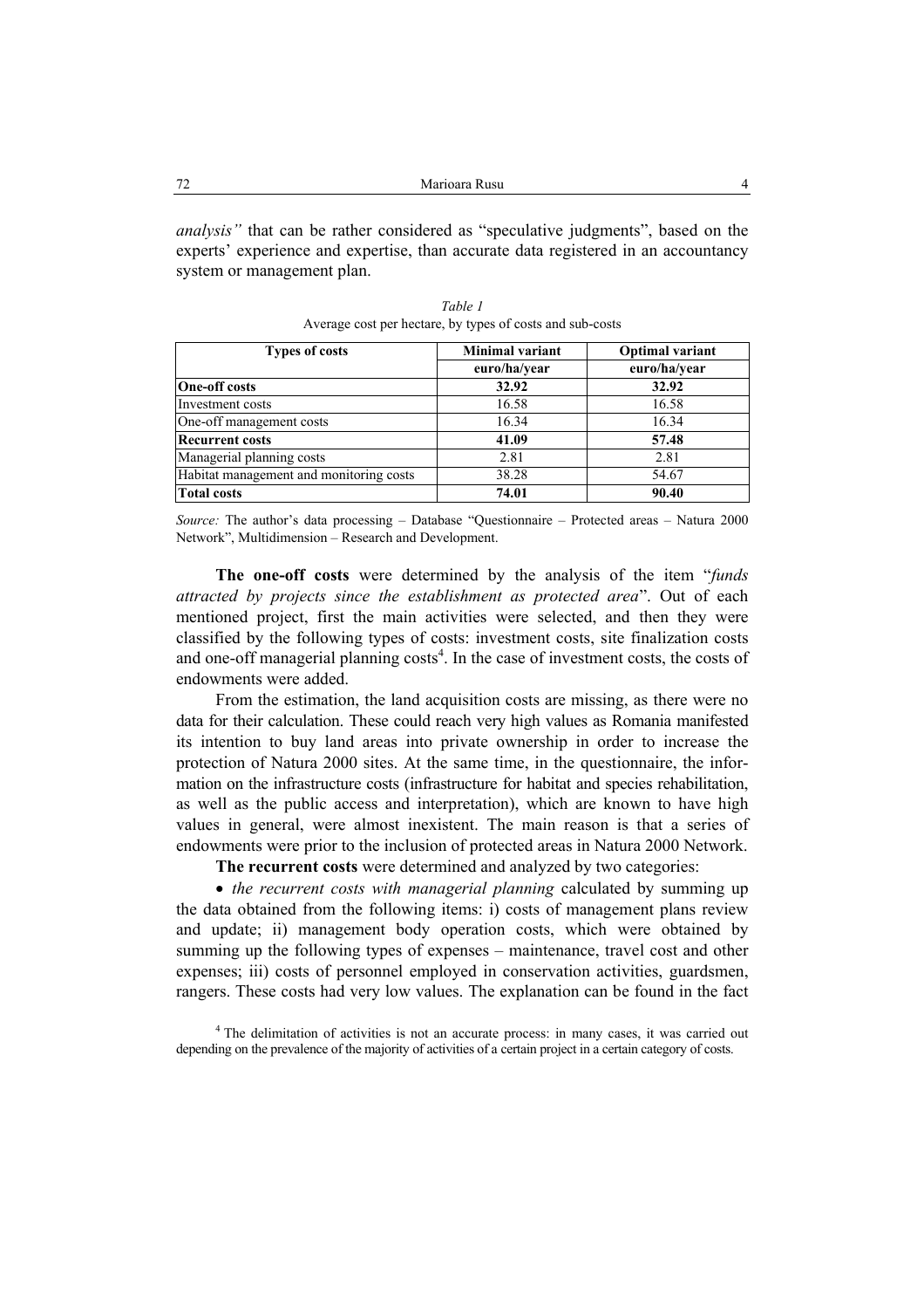*analysis"* that can be rather considered as "speculative judgments", based on the experts' experience and expertise, than accurate data registered in an accountancy system or management plan.

*Table 1*
Average cost per hectare, by types of costs and sub-costs

| Types of costs | Minimal variant | Optimal variant |
|---|---|---|
| | euro/ha/year | euro/ha/year |
| **One-off costs** | **32.92** | **32.92** |
| Investment costs | 16.58 | 16.58 |
| One-off management costs | 16.34 | 16.34 |
| **Recurrent costs** | **41.09** | **57.48** |
| Managerial planning costs | 2.81 | 2.81 |
| Habitat management and monitoring costs | 38.28 | 54.67 |
| **Total costs** | **74.01** | **90.40** |

*Source:* The author's data processing – Database "Questionnaire – Protected areas – Natura 2000 Network", Multidimension – Research and Development.

**The one-off costs** were determined by the analysis of the item "*funds attracted by projects since the establishment as protected area*". Out of each mentioned project, first the main activities were selected, and then they were classified by the following types of costs: investment costs, site finalization costs and one-off managerial planning costs[4]. In the case of investment costs, the costs of endowments were added.

From the estimation, the land acquisition costs are missing, as there were no data for their calculation. These could reach very high values as Romania manifested its intention to buy land areas into private ownership in order to increase the protection of Natura 2000 sites. At the same time, in the questionnaire, the information on the infrastructure costs (infrastructure for habitat and species rehabilitation, as well as the public access and interpretation), which are known to have high values in general, were almost inexistent. The main reason is that a series of endowments were prior to the inclusion of protected areas in Natura 2000 Network.

**The recurrent costs** were determined and analyzed by two categories:

- *the recurrent costs with managerial planning* calculated by summing up the data obtained from the following items: i) costs of management plans review and update; ii) management body operation costs, which were obtained by summing up the following types of expenses – maintenance, travel cost and other expenses; iii) costs of personnel employed in conservation activities, guardsmen, rangers. These costs had very low values. The explanation can be found in the fact

[4] The delimitation of activities is not an accurate process: in many cases, it was carried out depending on the prevalence of the majority of activities of a certain project in a certain category of costs.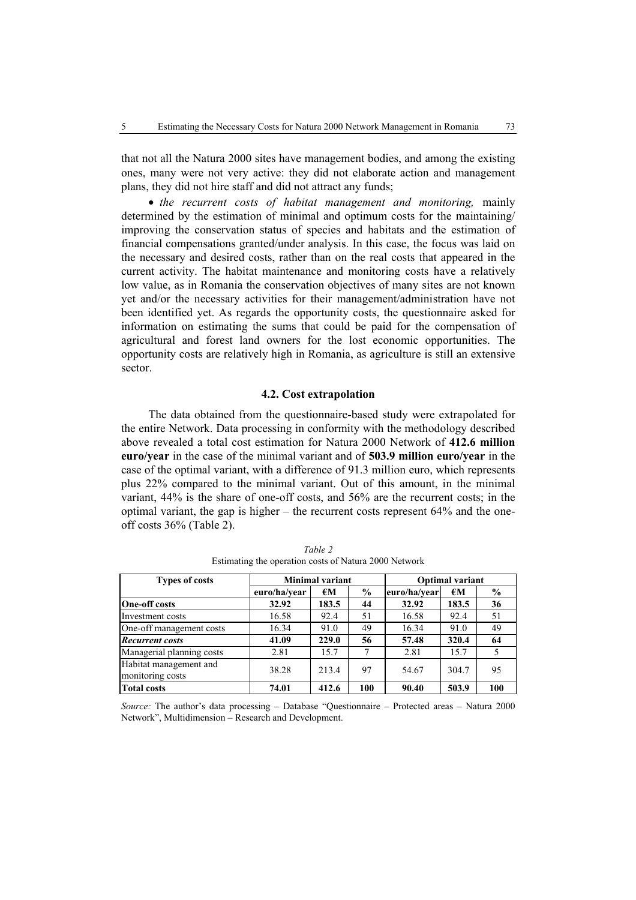that not all the Natura 2000 sites have management bodies, and among the existing ones, many were not very active: they did not elaborate action and management plans, they did not hire staff and did not attract any funds;

- *the recurrent costs of habitat management and monitoring,* mainly determined by the estimation of minimal and optimum costs for the maintaining/ improving the conservation status of species and habitats and the estimation of financial compensations granted/under analysis. In this case, the focus was laid on the necessary and desired costs, rather than on the real costs that appeared in the current activity. The habitat maintenance and monitoring costs have a relatively low value, as in Romania the conservation objectives of many sites are not known yet and/or the necessary activities for their management/administration have not been identified yet. As regards the opportunity costs, the questionnaire asked for information on estimating the sums that could be paid for the compensation of agricultural and forest land owners for the lost economic opportunities. The opportunity costs are relatively high in Romania, as agriculture is still an extensive sector.

### 4.2. Cost extrapolation

The data obtained from the questionnaire-based study were extrapolated for the entire Network. Data processing in conformity with the methodology described above revealed a total cost estimation for Natura 2000 Network of **412.6 million euro/year** in the case of the minimal variant and of **503.9 million euro/year** in the case of the optimal variant, with a difference of 91.3 million euro, which represents plus 22% compared to the minimal variant. Out of this amount, in the minimal variant, 44% is the share of one-off costs, and 56% are the recurrent costs; in the optimal variant, the gap is higher – the recurrent costs represent 64% and the one-off costs 36% (Table 2).

*Table 2*

Estimating the operation costs of Natura 2000 Network

| Types of costs | Minimal variant | | | Optimal variant | | |
|---|---|---|---|---|---|---|
| | euro/ha/year | €M | % | euro/ha/year | €M | % |
| **One-off costs** | **32.92** | **183.5** | **44** | **32.92** | **183.5** | **36** |
| Investment costs | 16.58 | 92.4 | 51 | 16.58 | 92.4 | 51 |
| One-off management costs | 16.34 | 91.0 | 49 | 16.34 | 91.0 | 49 |
| ***Recurrent costs*** | **41.09** | **229.0** | **56** | **57.48** | **320.4** | **64** |
| Managerial planning costs | 2.81 | 15.7 | 7 | 2.81 | 15.7 | 5 |
| Habitat management and monitoring costs | 38.28 | 213.4 | 97 | 54.67 | 304.7 | 95 |
| **Total costs** | **74.01** | **412.6** | **100** | **90.40** | **503.9** | **100** |

*Source:* The author's data processing – Database "Questionnaire – Protected areas – Natura 2000 Network", Multidimension – Research and Development.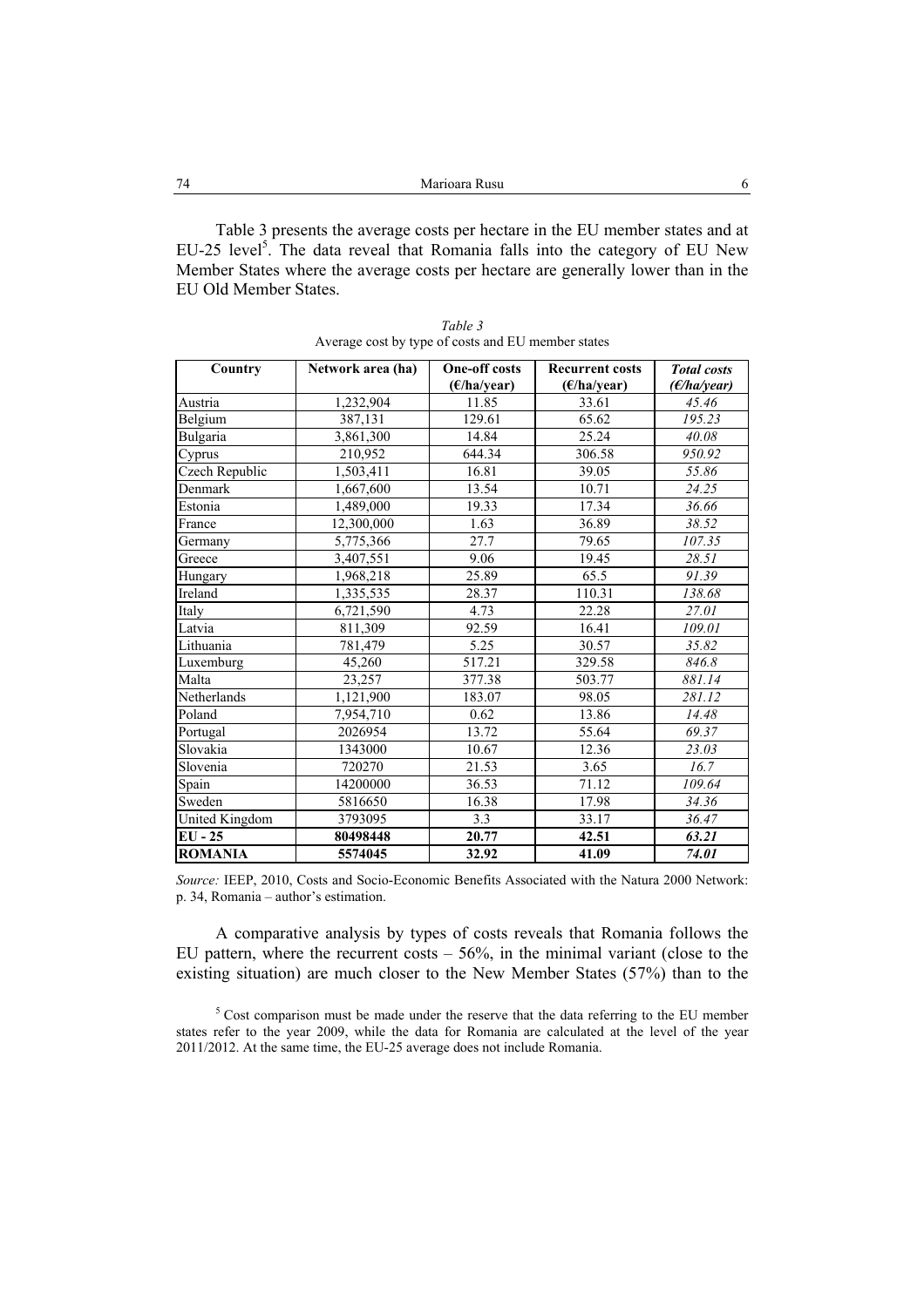Table 3 presents the average costs per hectare in the EU member states and at EU-25 level[5]. The data reveal that Romania falls into the category of EU New Member States where the average costs per hectare are generally lower than in the EU Old Member States.

*Table 3*
Average cost by type of costs and EU member states

| Country | Network area (ha) | One-off costs (€/ha/year) | Recurrent costs (€/ha/year) | *Total costs (€/ha/year)* |
|---|---|---|---|---|
| Austria | 1,232,904 | 11.85 | 33.61 | *45.46* |
| Belgium | 387,131 | 129.61 | 65.62 | *195.23* |
| Bulgaria | 3,861,300 | 14.84 | 25.24 | *40.08* |
| Cyprus | 210,952 | 644.34 | 306.58 | *950.92* |
| Czech Republic | 1,503,411 | 16.81 | 39.05 | *55.86* |
| Denmark | 1,667,600 | 13.54 | 10.71 | *24.25* |
| Estonia | 1,489,000 | 19.33 | 17.34 | *36.66* |
| France | 12,300,000 | 1.63 | 36.89 | *38.52* |
| Germany | 5,775,366 | 27.7 | 79.65 | *107.35* |
| Greece | 3,407,551 | 9.06 | 19.45 | *28.51* |
| Hungary | 1,968,218 | 25.89 | 65.5 | *91.39* |
| Ireland | 1,335,535 | 28.37 | 110.31 | *138.68* |
| Italy | 6,721,590 | 4.73 | 22.28 | *27.01* |
| Latvia | 811,309 | 92.59 | 16.41 | *109.01* |
| Lithuania | 781,479 | 5.25 | 30.57 | *35.82* |
| Luxemburg | 45,260 | 517.21 | 329.58 | *846.8* |
| Malta | 23,257 | 377.38 | 503.77 | *881.14* |
| Netherlands | 1,121,900 | 183.07 | 98.05 | *281.12* |
| Poland | 7,954,710 | 0.62 | 13.86 | *14.48* |
| Portugal | 2026954 | 13.72 | 55.64 | *69.37* |
| Slovakia | 1343000 | 10.67 | 12.36 | *23.03* |
| Slovenia | 720270 | 21.53 | 3.65 | *16.7* |
| Spain | 14200000 | 36.53 | 71.12 | *109.64* |
| Sweden | 5816650 | 16.38 | 17.98 | *34.36* |
| United Kingdom | 3793095 | 3.3 | 33.17 | *36.47* |
| **EU - 25** | **80498448** | **20.77** | **42.51** | ***63.21*** |
| **ROMANIA** | **5574045** | **32.92** | **41.09** | ***74.01*** |

*Source:* IEEP, 2010, Costs and Socio-Economic Benefits Associated with the Natura 2000 Network: p. 34, Romania – author's estimation.

A comparative analysis by types of costs reveals that Romania follows the EU pattern, where the recurrent costs – 56%, in the minimal variant (close to the existing situation) are much closer to the New Member States (57%) than to the

[5] Cost comparison must be made under the reserve that the data referring to the EU member states refer to the year 2009, while the data for Romania are calculated at the level of the year 2011/2012. At the same time, the EU-25 average does not include Romania.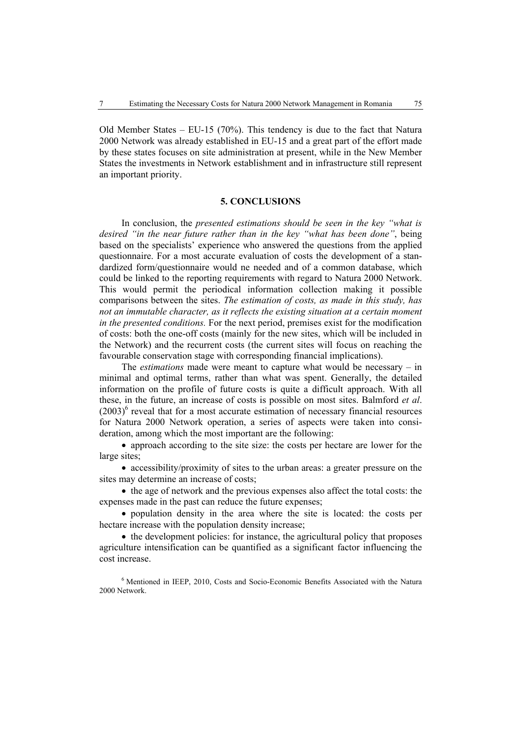Old Member States – EU-15 (70%). This tendency is due to the fact that Natura 2000 Network was already established in EU-15 and a great part of the effort made by these states focuses on site administration at present, while in the New Member States the investments in Network establishment and in infrastructure still represent an important priority.

## 5. CONCLUSIONS

In conclusion, the *presented estimations should be seen in the key "what is desired "in the near future rather than in the key "what has been done"*, being based on the specialists' experience who answered the questions from the applied questionnaire. For a most accurate evaluation of costs the development of a standardized form/questionnaire would ne needed and of a common database, which could be linked to the reporting requirements with regard to Natura 2000 Network. This would permit the periodical information collection making it possible comparisons between the sites. *The estimation of costs, as made in this study, has not an immutable character, as it reflects the existing situation at a certain moment in the presented conditions.* For the next period, premises exist for the modification of costs: both the one-off costs (mainly for the new sites, which will be included in the Network) and the recurrent costs (the current sites will focus on reaching the favourable conservation stage with corresponding financial implications).

The *estimations* made were meant to capture what would be necessary – in minimal and optimal terms, rather than what was spent. Generally, the detailed information on the profile of future costs is quite a difficult approach. With all these, in the future, an increase of costs is possible on most sites. Balmford *et al*. (2003)[6] reveal that for a most accurate estimation of necessary financial resources for Natura 2000 Network operation, a series of aspects were taken into consideration, among which the most important are the following:

- approach according to the site size: the costs per hectare are lower for the large sites;
- accessibility/proximity of sites to the urban areas: a greater pressure on the sites may determine an increase of costs;
- the age of network and the previous expenses also affect the total costs: the expenses made in the past can reduce the future expenses;
- population density in the area where the site is located: the costs per hectare increase with the population density increase;
- the development policies: for instance, the agricultural policy that proposes agriculture intensification can be quantified as a significant factor influencing the cost increase.

[6] Mentioned in IEEP, 2010, Costs and Socio-Economic Benefits Associated with the Natura 2000 Network.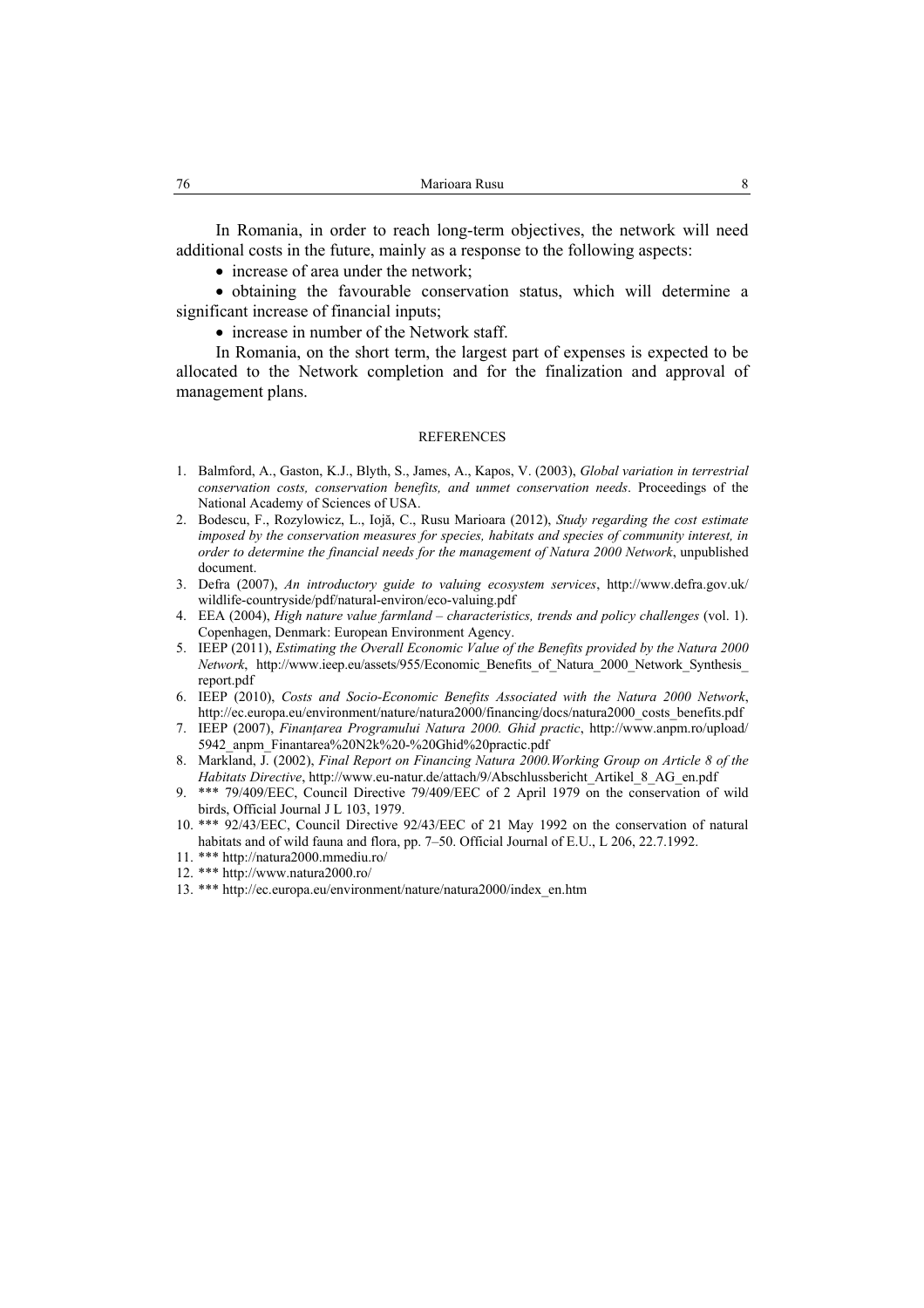In Romania, in order to reach long-term objectives, the network will need additional costs in the future, mainly as a response to the following aspects:

- increase of area under the network;
- obtaining the favourable conservation status, which will determine a significant increase of financial inputs;
- increase in number of the Network staff.

In Romania, on the short term, the largest part of expenses is expected to be allocated to the Network completion and for the finalization and approval of management plans.

## REFERENCES

1. Balmford, A., Gaston, K.J., Blyth, S., James, A., Kapos, V. (2003), *Global variation in terrestrial conservation costs, conservation benefits, and unmet conservation needs*. Proceedings of the National Academy of Sciences of USA.
2. Bodescu, F., Rozylowicz, L., Iojă, C., Rusu Marioara (2012), *Study regarding the cost estimate imposed by the conservation measures for species, habitats and species of community interest, in order to determine the financial needs for the management of Natura 2000 Network*, unpublished document.
3. Defra (2007), *An introductory guide to valuing ecosystem services*, http://www.defra.gov.uk/wildlife-countryside/pdf/natural-environ/eco-valuing.pdf
4. EEA (2004), *High nature value farmland – characteristics, trends and policy challenges* (vol. 1). Copenhagen, Denmark: European Environment Agency.
5. IEEP (2011), *Estimating the Overall Economic Value of the Benefits provided by the Natura 2000 Network*, http://www.ieep.eu/assets/955/Economic_Benefits_of_Natura_2000_Network_Synthesis_report.pdf
6. IEEP (2010), *Costs and Socio-Economic Benefits Associated with the Natura 2000 Network*, http://ec.europa.eu/environment/nature/natura2000/financing/docs/natura2000_costs_benefits.pdf
7. IEEP (2007), *Finanțarea Programului Natura 2000. Ghid practic*, http://www.anpm.ro/upload/5942_anpm_Finantarea%20N2k%20-%20Ghid%20practic.pdf
8. Markland, J. (2002), *Final Report on Financing Natura 2000.Working Group on Article 8 of the Habitats Directive*, http://www.eu-natur.de/attach/9/Abschlussbericht_Artikel_8_AG_en.pdf
9. *** 79/409/EEC, Council Directive 79/409/EEC of 2 April 1979 on the conservation of wild birds, Official Journal J L 103, 1979.
10. *** 92/43/EEC, Council Directive 92/43/EEC of 21 May 1992 on the conservation of natural habitats and of wild fauna and flora, pp. 7–50. Official Journal of E.U., L 206, 22.7.1992.
11. *** http://natura2000.mmediu.ro/
12. *** http://www.natura2000.ro/
13. *** http://ec.europa.eu/environment/nature/natura2000/index_en.htm